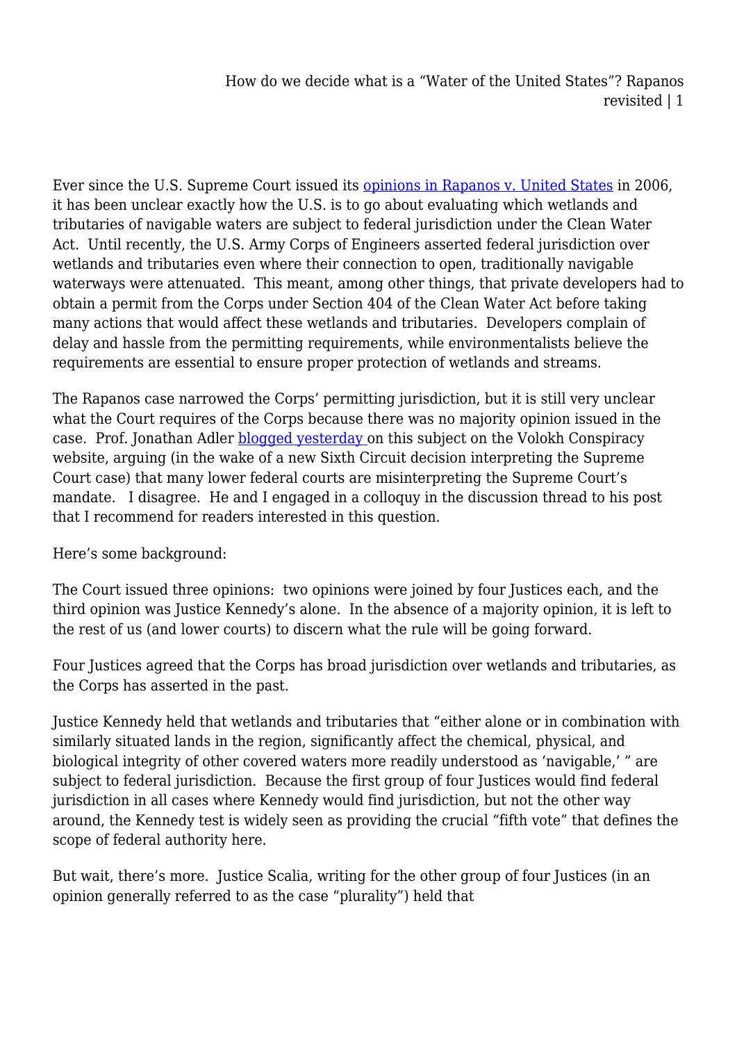Ever since the U.S. Supreme Court issued its [opinions in Rapanos v. United States](#) in 2006, it has been unclear exactly how the U.S. is to go about evaluating which wetlands and tributaries of navigable waters are subject to federal jurisdiction under the Clean Water Act. Until recently, the U.S. Army Corps of Engineers asserted federal jurisdiction over wetlands and tributaries even where their connection to open, traditionally navigable waterways were attenuated. This meant, among other things, that private developers had to obtain a permit from the Corps under Section 404 of the Clean Water Act before taking many actions that would affect these wetlands and tributaries. Developers complain of delay and hassle from the permitting requirements, while environmentalists believe the requirements are essential to ensure proper protection of wetlands and streams.

The Rapanos case narrowed the Corps' permitting jurisdiction, but it is still very unclear what the Court requires of the Corps because there was no majority opinion issued in the case. Prof. Jonathan Adler [blogged yesterday](#) on this subject on the Volokh Conspiracy website, arguing (in the wake of a new Sixth Circuit decision interpreting the Supreme Court case) that many lower federal courts are misinterpreting the Supreme Court's mandate. I disagree. He and I engaged in a colloquy in the discussion thread to his post that I recommend for readers interested in this question.

Here's some background:

The Court issued three opinions: two opinions were joined by four Justices each, and the third opinion was Justice Kennedy's alone. In the absence of a majority opinion, it is left to the rest of us (and lower courts) to discern what the rule will be going forward.

Four Justices agreed that the Corps has broad jurisdiction over wetlands and tributaries, as the Corps has asserted in the past.

Justice Kennedy held that wetlands and tributaries that "either alone or in combination with similarly situated lands in the region, significantly affect the chemical, physical, and biological integrity of other covered waters more readily understood as 'navigable,' " are subject to federal jurisdiction. Because the first group of four Justices would find federal jurisdiction in all cases where Kennedy would find jurisdiction, but not the other way around, the Kennedy test is widely seen as providing the crucial "fifth vote" that defines the scope of federal authority here.

But wait, there's more. Justice Scalia, writing for the other group of four Justices (in an opinion generally referred to as the case "plurality") held that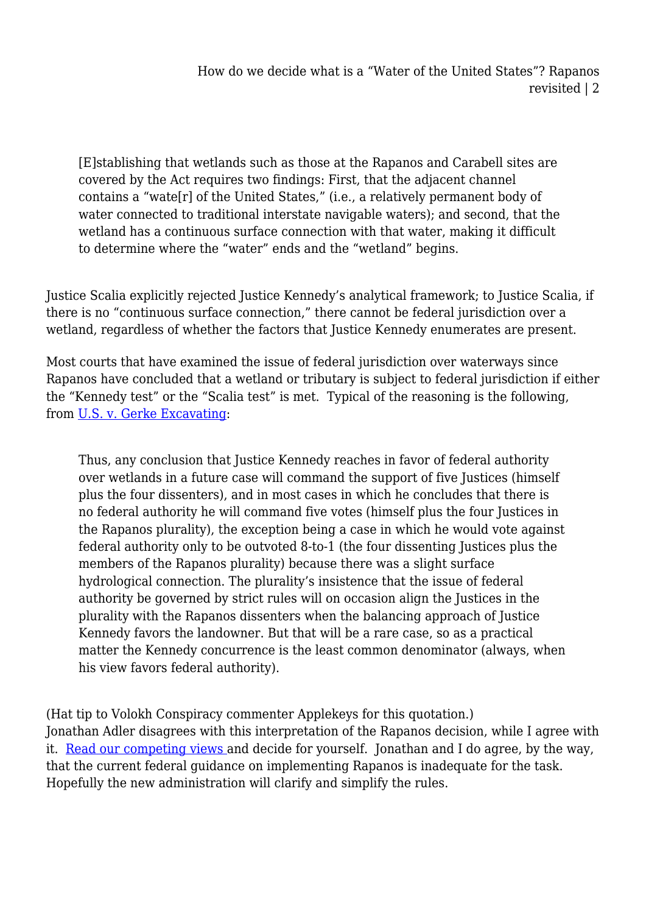> [E]stablishing that wetlands such as those at the Rapanos and Carabell sites are covered by the Act requires two findings: First, that the adjacent channel contains a "wate[r] of the United States," (i.e., a relatively permanent body of water connected to traditional interstate navigable waters); and second, that the wetland has a continuous surface connection with that water, making it difficult to determine where the "water" ends and the "wetland" begins.

Justice Scalia explicitly rejected Justice Kennedy's analytical framework; to Justice Scalia, if there is no "continuous surface connection," there cannot be federal jurisdiction over a wetland, regardless of whether the factors that Justice Kennedy enumerates are present.

Most courts that have examined the issue of federal jurisdiction over waterways since Rapanos have concluded that a wetland or tributary is subject to federal jurisdiction if either the "Kennedy test" or the "Scalia test" is met. Typical of the reasoning is the following, from [U.S. v. Gerke Excavating](#):

> Thus, any conclusion that Justice Kennedy reaches in favor of federal authority over wetlands in a future case will command the support of five Justices (himself plus the four dissenters), and in most cases in which he concludes that there is no federal authority he will command five votes (himself plus the four Justices in the Rapanos plurality), the exception being a case in which he would vote against federal authority only to be outvoted 8-to-1 (the four dissenting Justices plus the members of the Rapanos plurality) because there was a slight surface hydrological connection. The plurality's insistence that the issue of federal authority be governed by strict rules will on occasion align the Justices in the plurality with the Rapanos dissenters when the balancing approach of Justice Kennedy favors the landowner. But that will be a rare case, so as a practical matter the Kennedy concurrence is the least common denominator (always, when his view favors federal authority).

(Hat tip to Volokh Conspiracy commenter Applekeys for this quotation.)
Jonathan Adler disagrees with this interpretation of the Rapanos decision, while I agree with it. [Read our competing views](#) and decide for yourself. Jonathan and I do agree, by the way, that the current federal guidance on implementing Rapanos is inadequate for the task. Hopefully the new administration will clarify and simplify the rules.